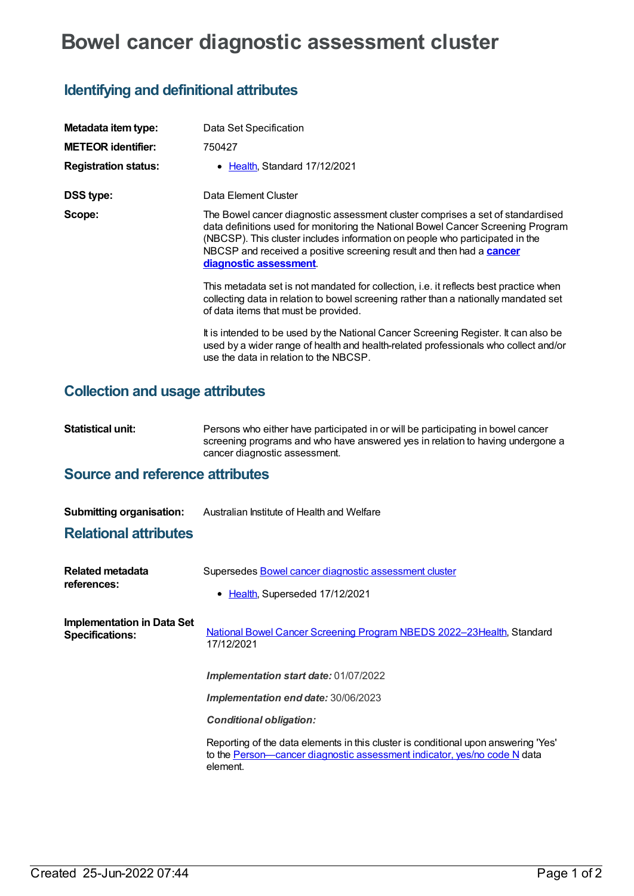# Bowel cancer diagnostic assessment cluster

## Identifying and definitional attributes

| | |
|---|---|
| **Metadata item type:** | Data Set Specification |
| **METEOR identifier:** | 750427 |
| **Registration status:** | • Health, Standard 17/12/2021 |
| **DSS type:** | Data Element Cluster |
| **Scope:** | The Bowel cancer diagnostic assessment cluster comprises a set of standardised data definitions used for monitoring the National Bowel Cancer Screening Program (NBCSP). This cluster includes information on people who participated in the NBCSP and received a positive screening result and then had a **cancer diagnostic assessment**.<br><br>This metadata set is not mandated for collection, i.e. it reflects best practice when collecting data in relation to bowel screening rather than a nationally mandated set of data items that must be provided.<br><br>It is intended to be used by the National Cancer Screening Register. It can also be used by a wider range of health and health-related professionals who collect and/or use the data in relation to the NBCSP. |

## Collection and usage attributes

| | |
|---|---|
| **Statistical unit:** | Persons who either have participated in or will be participating in bowel cancer screening programs and who have answered yes in relation to having undergone a cancer diagnostic assessment. |

## Source and reference attributes

| | |
|---|---|
| **Submitting organisation:** | Australian Institute of Health and Welfare |

## Relational attributes

| | |
|---|---|
| **Related metadata references:** | Supersedes Bowel cancer diagnostic assessment cluster<br>• Health, Superseded 17/12/2021 |
| **Implementation in Data Set Specifications:** | National Bowel Cancer Screening Program NBEDS 2022–23Health, Standard 17/12/2021<br><br>***Implementation start date:*** 01/07/2022<br><br>***Implementation end date:*** 30/06/2023<br><br>***Conditional obligation:***<br><br>Reporting of the data elements in this cluster is conditional upon answering 'Yes' to the Person—cancer diagnostic assessment indicator, yes/no code N data element. |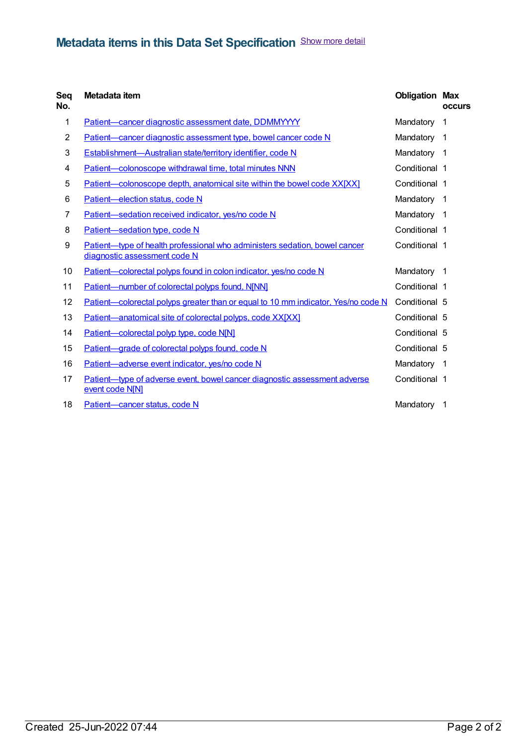## Metadata items in this Data Set Specification Show more detail

| Seq No. | Metadata item | Obligation | Max occurs |
|---|---|---|---|
| 1 | Patient—cancer diagnostic assessment date, DDMMYYYY | Mandatory | 1 |
| 2 | Patient—cancer diagnostic assessment type, bowel cancer code N | Mandatory | 1 |
| 3 | Establishment—Australian state/territory identifier, code N | Mandatory | 1 |
| 4 | Patient—colonoscope withdrawal time, total minutes NNN | Conditional | 1 |
| 5 | Patient—colonoscope depth, anatomical site within the bowel code XX[XX] | Conditional | 1 |
| 6 | Patient—election status, code N | Mandatory | 1 |
| 7 | Patient—sedation received indicator, yes/no code N | Mandatory | 1 |
| 8 | Patient—sedation type, code N | Conditional | 1 |
| 9 | Patient—type of health professional who administers sedation, bowel cancer diagnostic assessment code N | Conditional | 1 |
| 10 | Patient—colorectal polyps found in colon indicator, yes/no code N | Mandatory | 1 |
| 11 | Patient—number of colorectal polyps found, N[NN] | Conditional | 1 |
| 12 | Patient—colorectal polyps greater than or equal to 10 mm indicator, Yes/no code N | Conditional | 5 |
| 13 | Patient—anatomical site of colorectal polyps, code XX[XX] | Conditional | 5 |
| 14 | Patient—colorectal polyp type, code N[N] | Conditional | 5 |
| 15 | Patient—grade of colorectal polyps found, code N | Conditional | 5 |
| 16 | Patient—adverse event indicator, yes/no code N | Mandatory | 1 |
| 17 | Patient—type of adverse event, bowel cancer diagnostic assessment adverse event code N[N] | Conditional | 1 |
| 18 | Patient—cancer status, code N | Mandatory | 1 |

Created 25-Jun-2022 07:44